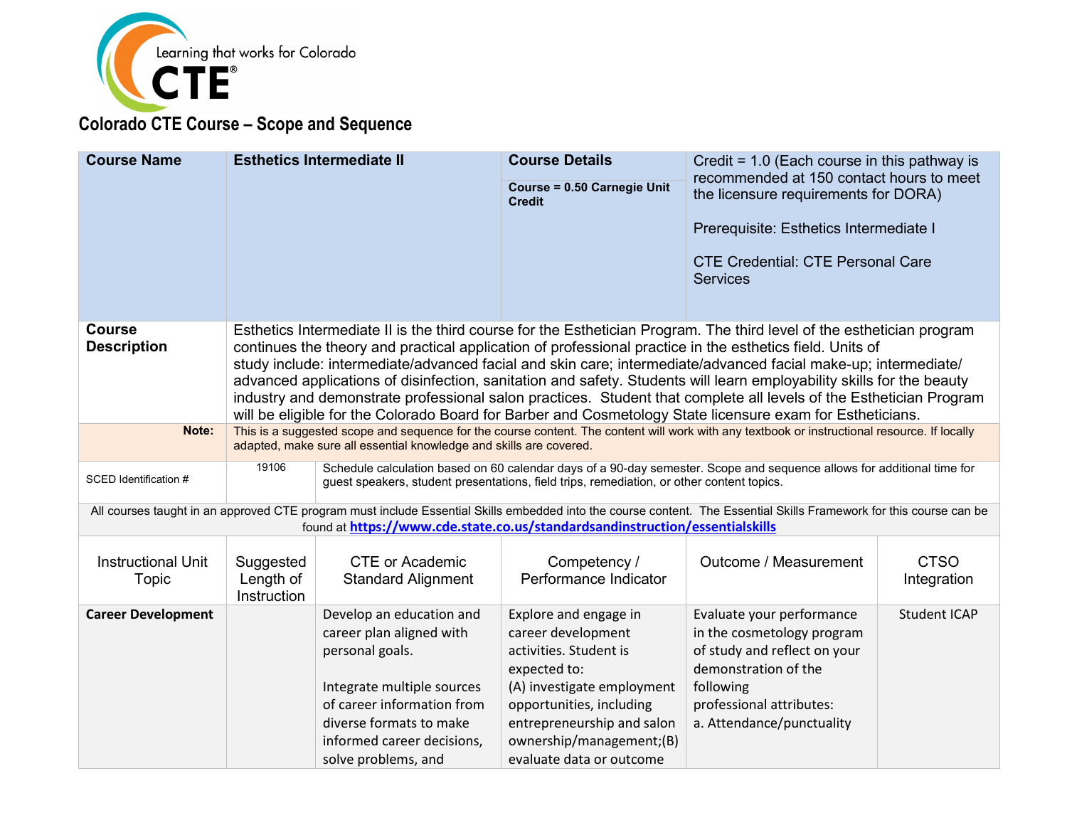## Colorado CTE Course – Scope and Sequence

| Course Name | Esthetics Intermediate II | Course Details<br><br>Course = 0.50 Carnegie Unit Credit | Credit = 1.0 (Each course in this pathway is recommended at 150 contact hours to meet the licensure requirements for DORA)<br><br>Prerequisite: Esthetics Intermediate I<br><br>CTE Credential: CTE Personal Care Services |
|---|---|---|---|
| **Course Description** | Esthetics Intermediate II is the third course for the Esthetician Program. The third level of the esthetician program continues the theory and practical application of professional practice in the esthetics field. Units of study include: intermediate/advanced facial and skin care; intermediate/advanced facial make-up; intermediate/ advanced applications of disinfection, sanitation and safety. Students will learn employability skills for the beauty industry and demonstrate professional salon practices. Student that complete all levels of the Esthetician Program will be eligible for the Colorado Board for Barber and Cosmetology State licensure exam for Estheticians. | | |
| **Note:** | This is a suggested scope and sequence for the course content. The content will work with any textbook or instructional resource. If locally adapted, make sure all essential knowledge and skills are covered. | | |
| SCED Identification # | 19106 | Schedule calculation based on 60 calendar days of a 90-day semester. Scope and sequence allows for additional time for guest speakers, student presentations, field trips, remediation, or other content topics. | |

All courses taught in an approved CTE program must include Essential Skills embedded into the course content. The Essential Skills Framework for this course can be found at **https://www.cde.state.co.us/standardsandinstruction/essentialskills**

| Instructional Unit Topic | Suggested Length of Instruction | CTE or Academic Standard Alignment | Competency / Performance Indicator | Outcome / Measurement | CTSO Integration |
|---|---|---|---|---|---|
| **Career Development** | | Develop an education and career plan aligned with personal goals.<br><br>Integrate multiple sources of career information from diverse formats to make informed career decisions, solve problems, and | Explore and engage in career development activities. Student is expected to:<br>(A) investigate employment opportunities, including entrepreneurship and salon ownership/management;(B) evaluate data or outcome | Evaluate your performance in the cosmetology program of study and reflect on your demonstration of the following professional attributes:<br>a. Attendance/punctuality | Student ICAP |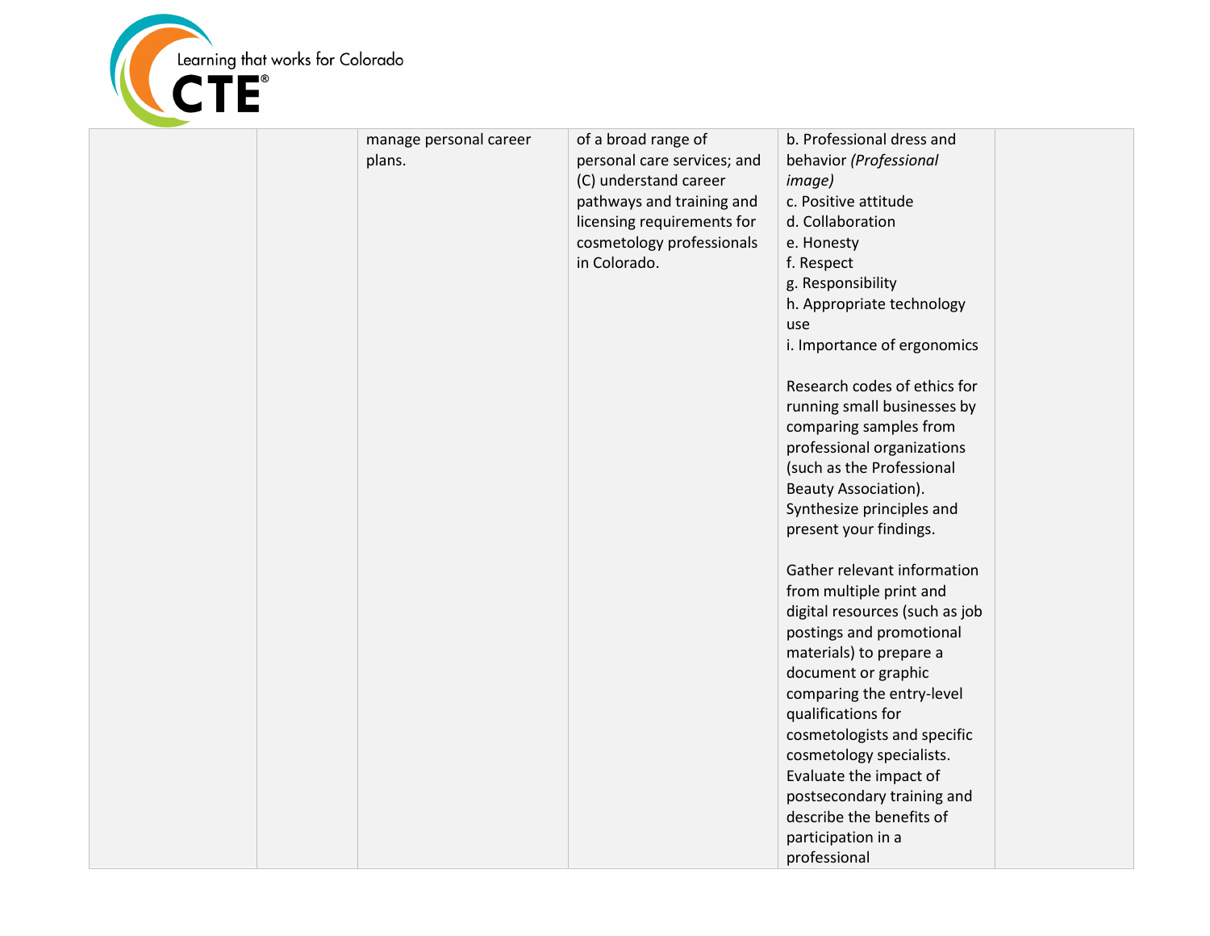| | | | | | |
|---|---|---|---|---|---|
| | | manage personal career plans. | of a broad range of personal care services; and (C) understand career pathways and training and licensing requirements for cosmetology professionals in Colorado. | b. Professional dress and behavior *(Professional image)*<br>c. Positive attitude<br>d. Collaboration<br>e. Honesty<br>f. Respect<br>g. Responsibility<br>h. Appropriate technology use<br>i. Importance of ergonomics<br><br>Research codes of ethics for running small businesses by comparing samples from professional organizations (such as the Professional Beauty Association). Synthesize principles and present your findings.<br><br>Gather relevant information from multiple print and digital resources (such as job postings and promotional materials) to prepare a document or graphic comparing the entry-level qualifications for cosmetologists and specific cosmetology specialists. Evaluate the impact of postsecondary training and describe the benefits of participation in a professional | |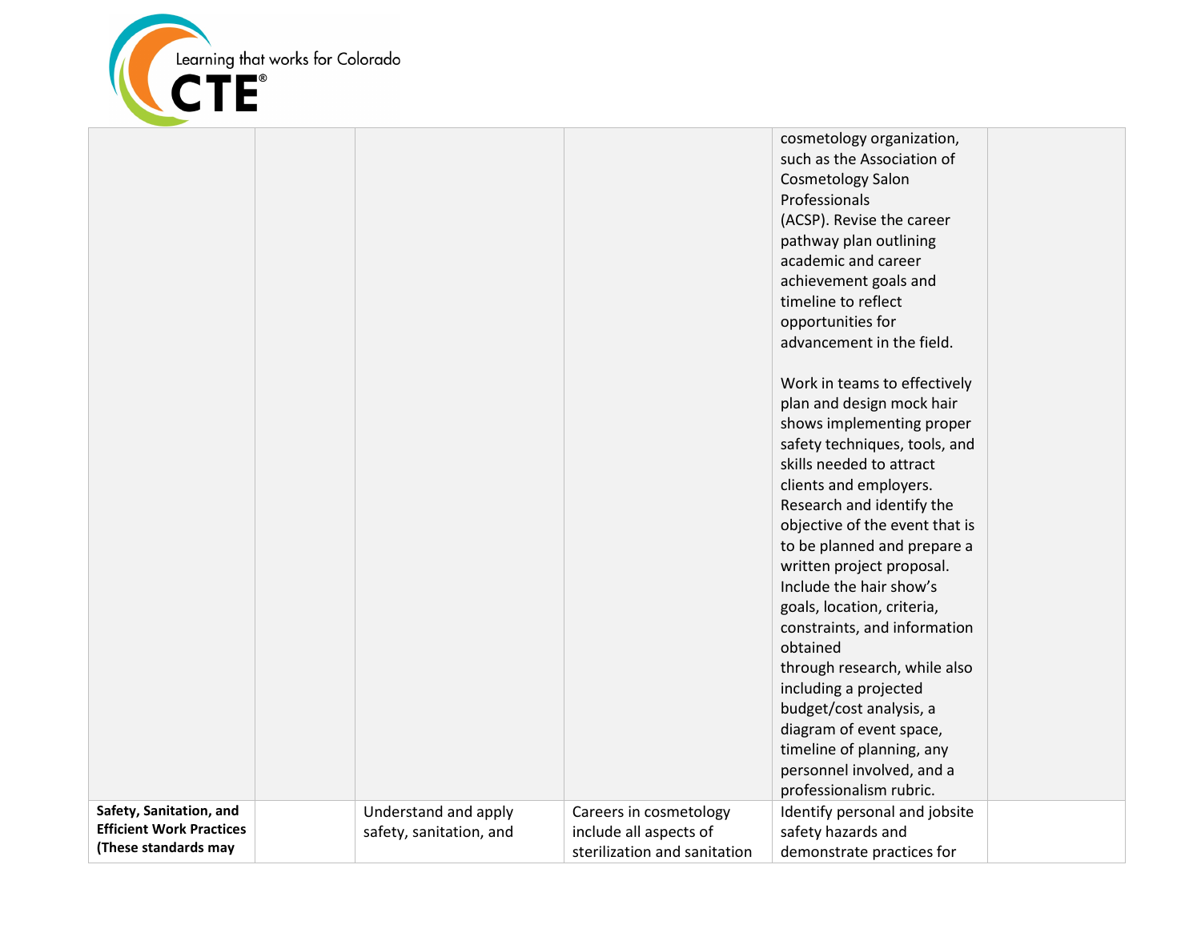| | | | | | |
|---|---|---|---|---|---|
| | | | | cosmetology organization, such as the Association of Cosmetology Salon Professionals (ACSP). Revise the career pathway plan outlining academic and career achievement goals and timeline to reflect opportunities for advancement in the field.<br><br>Work in teams to effectively plan and design mock hair shows implementing proper safety techniques, tools, and skills needed to attract clients and employers. Research and identify the objective of the event that is to be planned and prepare a written project proposal. Include the hair show's goals, location, criteria, constraints, and information obtained through research, while also including a projected budget/cost analysis, a diagram of event space, timeline of planning, any personnel involved, and a professionalism rubric. | |
| **Safety, Sanitation, and Efficient Work Practices (These standards may** | | Understand and apply safety, sanitation, and | Careers in cosmetology include all aspects of sterilization and sanitation | Identify personal and jobsite safety hazards and demonstrate practices for | |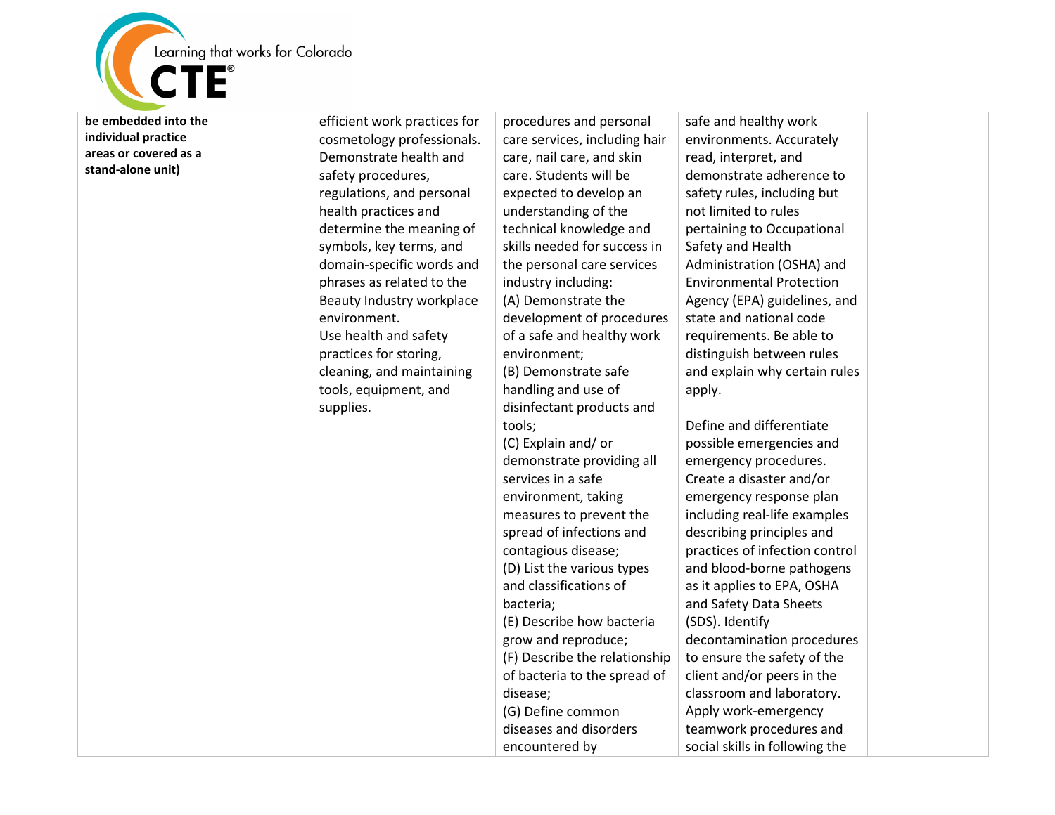| | | | | | |
|---|---|---|---|---|---|
| **be embedded into the individual practice areas or covered as a stand-alone unit)** | | efficient work practices for cosmetology professionals. Demonstrate health and safety procedures, regulations, and personal health practices and determine the meaning of symbols, key terms, and domain-specific words and phrases as related to the Beauty Industry workplace environment.<br>Use health and safety practices for storing, cleaning, and maintaining tools, equipment, and supplies. | procedures and personal care services, including hair care, nail care, and skin care. Students will be expected to develop an understanding of the technical knowledge and skills needed for success in the personal care services industry including:<br>(A) Demonstrate the development of procedures of a safe and healthy work environment;<br>(B) Demonstrate safe handling and use of disinfectant products and tools;<br>(C) Explain and/ or demonstrate providing all services in a safe environment, taking measures to prevent the spread of infections and contagious disease;<br>(D) List the various types and classifications of bacteria;<br>(E) Describe how bacteria grow and reproduce;<br>(F) Describe the relationship of bacteria to the spread of disease;<br>(G) Define common diseases and disorders encountered by | safe and healthy work environments. Accurately read, interpret, and demonstrate adherence to safety rules, including but not limited to rules pertaining to Occupational Safety and Health Administration (OSHA) and Environmental Protection Agency (EPA) guidelines, and state and national code requirements. Be able to distinguish between rules and explain why certain rules apply.<br><br>Define and differentiate possible emergencies and emergency procedures. Create a disaster and/or emergency response plan including real-life examples describing principles and practices of infection control and blood-borne pathogens as it applies to EPA, OSHA and Safety Data Sheets (SDS). Identify decontamination procedures to ensure the safety of the client and/or peers in the classroom and laboratory. Apply work-emergency teamwork procedures and social skills in following the | |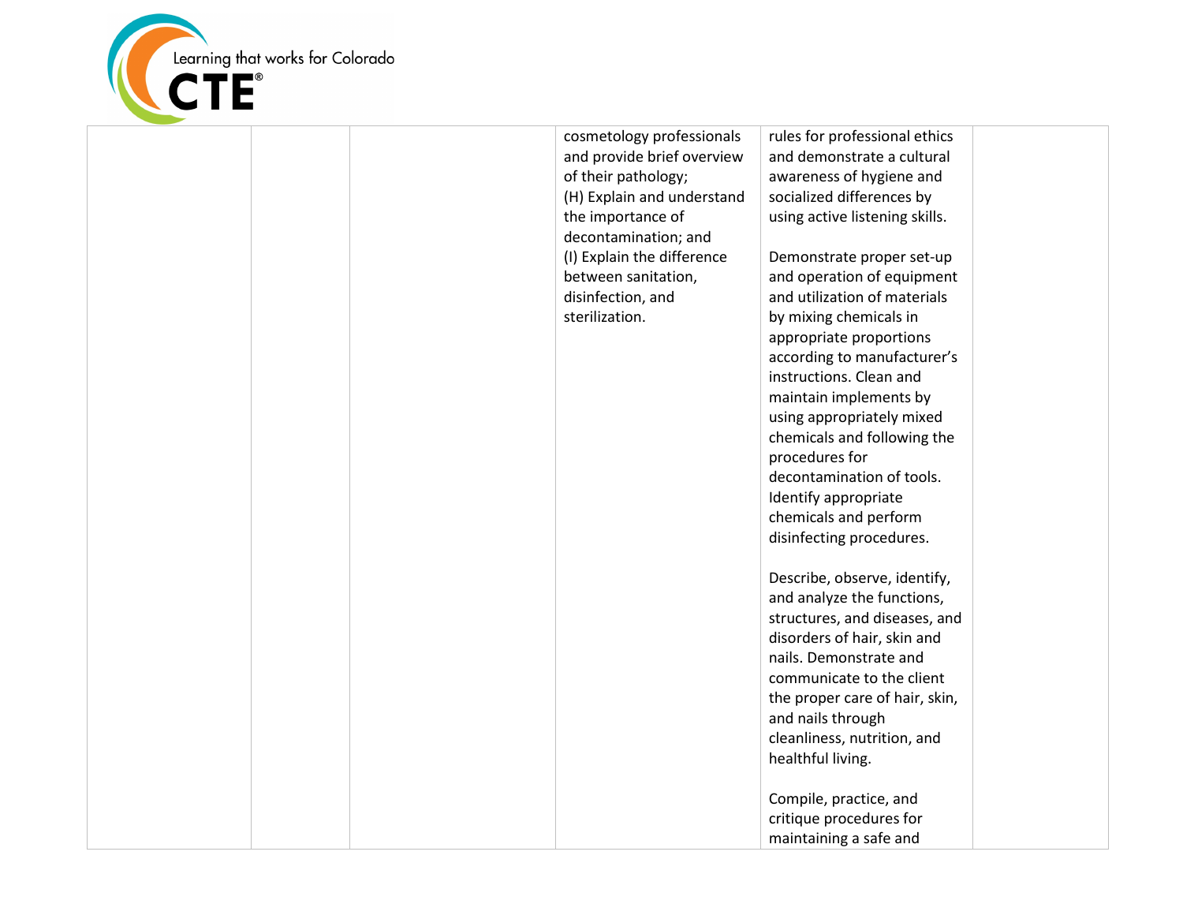|  |  |  | cosmetology professionals and provide brief overview of their pathology;<br>(H) Explain and understand the importance of decontamination; and<br>(I) Explain the difference between sanitation, disinfection, and sterilization. | rules for professional ethics and demonstrate a cultural awareness of hygiene and socialized differences by using active listening skills.<br><br>Demonstrate proper set-up and operation of equipment and utilization of materials by mixing chemicals in appropriate proportions according to manufacturer's instructions. Clean and maintain implements by using appropriately mixed chemicals and following the procedures for decontamination of tools. Identify appropriate chemicals and perform disinfecting procedures.<br><br>Describe, observe, identify, and analyze the functions, structures, and diseases, and disorders of hair, skin and nails. Demonstrate and communicate to the client the proper care of hair, skin, and nails through cleanliness, nutrition, and healthful living.<br><br>Compile, practice, and critique procedures for maintaining a safe and |  |
|---|---|---|---|---|---|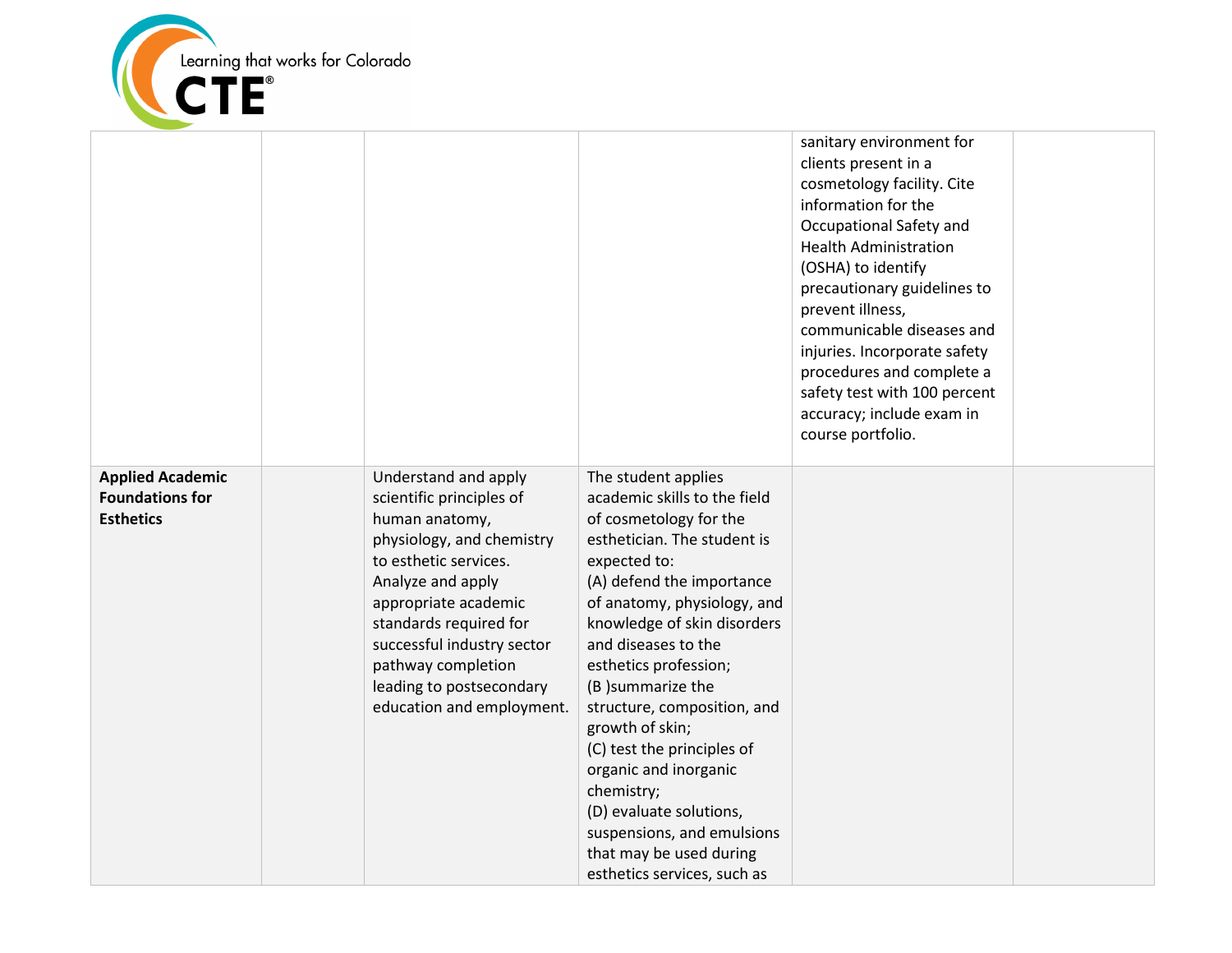| | | | | | |
|---|---|---|---|---|---|
| | | | | sanitary environment for clients present in a cosmetology facility. Cite information for the Occupational Safety and Health Administration (OSHA) to identify precautionary guidelines to prevent illness, communicable diseases and injuries. Incorporate safety procedures and complete a safety test with 100 percent accuracy; include exam in course portfolio. | |
| **Applied Academic Foundations for Esthetics** | | Understand and apply scientific principles of human anatomy, physiology, and chemistry to esthetic services. Analyze and apply appropriate academic standards required for successful industry sector pathway completion leading to postsecondary education and employment. | The student applies academic skills to the field of cosmetology for the esthetician. The student is expected to:<br>(A) defend the importance of anatomy, physiology, and knowledge of skin disorders and diseases to the esthetics profession;<br>(B )summarize the structure, composition, and growth of skin;<br>(C) test the principles of organic and inorganic chemistry;<br>(D) evaluate solutions, suspensions, and emulsions that may be used during esthetics services, such as | | |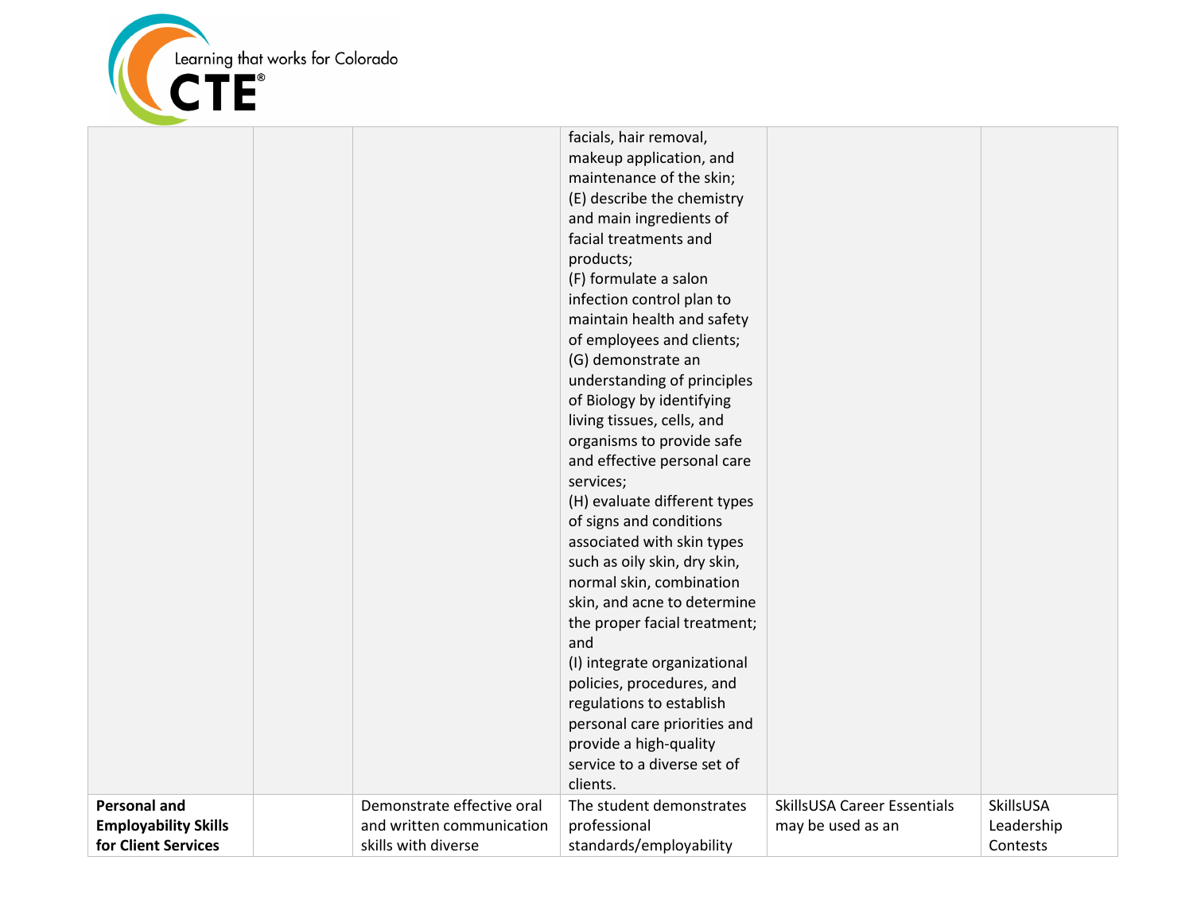| | | | | | |
|---|---|---|---|---|---|
| | | | facials, hair removal, makeup application, and maintenance of the skin;<br>(E) describe the chemistry and main ingredients of facial treatments and products;<br>(F) formulate a salon infection control plan to maintain health and safety of employees and clients;<br>(G) demonstrate an understanding of principles of Biology by identifying living tissues, cells, and organisms to provide safe and effective personal care services;<br>(H) evaluate different types of signs and conditions associated with skin types such as oily skin, dry skin, normal skin, combination skin, and acne to determine the proper facial treatment; and<br>(I) integrate organizational policies, procedures, and regulations to establish personal care priorities and provide a high-quality service to a diverse set of clients. | | |
| **Personal and Employability Skills for Client Services** | | Demonstrate effective oral and written communication skills with diverse | The student demonstrates professional standards/employability | SkillsUSA Career Essentials may be used as an | SkillsUSA Leadership Contests |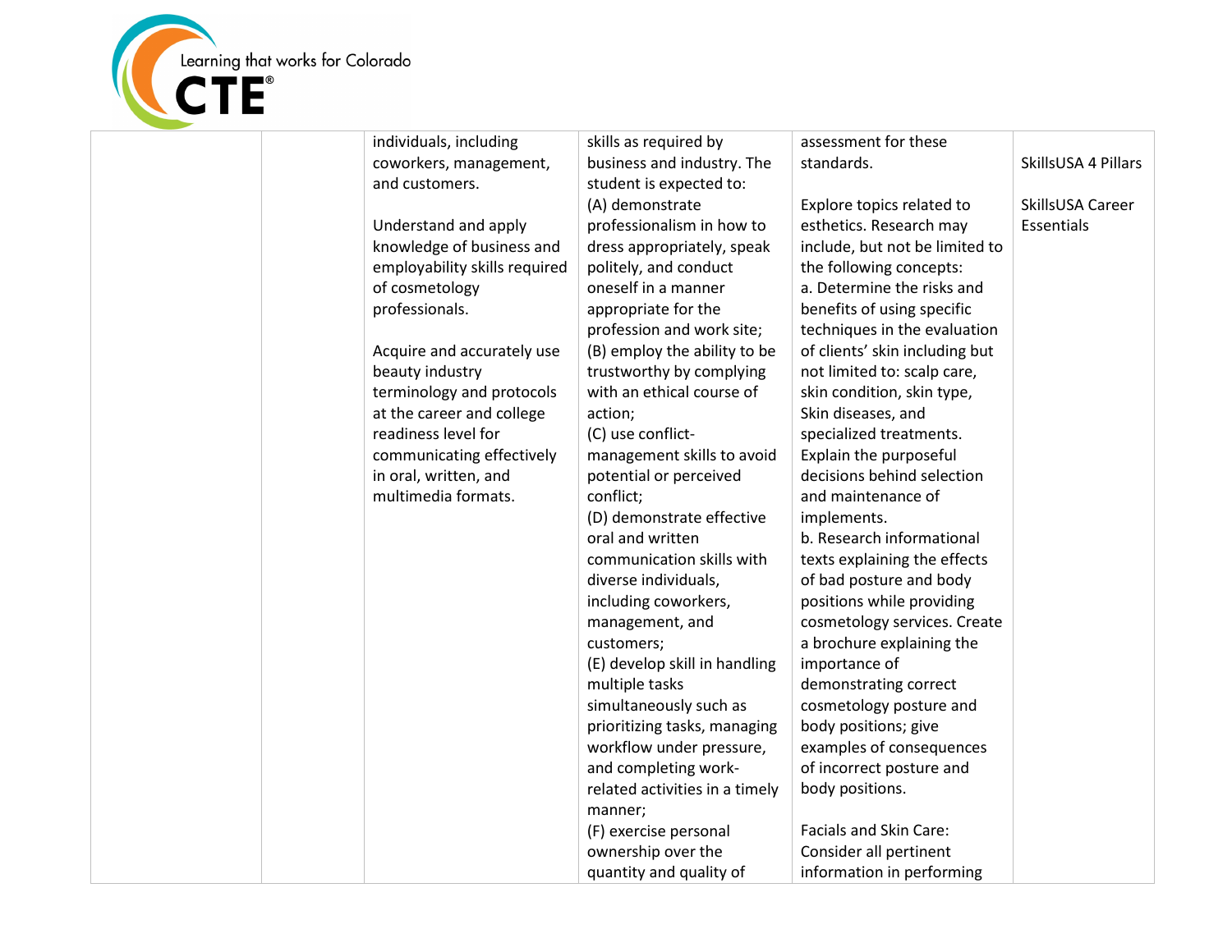| | | | | | |
|---|---|---|---|---|---|
| | | individuals, including coworkers, management, and customers.<br><br>Understand and apply knowledge of business and employability skills required of cosmetology professionals.<br><br>Acquire and accurately use beauty industry terminology and protocols at the career and college readiness level for communicating effectively in oral, written, and multimedia formats. | skills as required by business and industry. The student is expected to:<br>(A) demonstrate professionalism in how to dress appropriately, speak politely, and conduct oneself in a manner appropriate for the profession and work site;<br>(B) employ the ability to be trustworthy by complying with an ethical course of action;<br>(C) use conflict-management skills to avoid potential or perceived conflict;<br>(D) demonstrate effective oral and written communication skills with diverse individuals, including coworkers, management, and customers;<br>(E) develop skill in handling multiple tasks simultaneously such as prioritizing tasks, managing workflow under pressure, and completing work-related activities in a timely manner;<br>(F) exercise personal ownership over the quantity and quality of | assessment for these standards.<br><br>Explore topics related to esthetics. Research may include, but not be limited to the following concepts:<br>a. Determine the risks and benefits of using specific techniques in the evaluation of clients' skin including but not limited to: scalp care, skin condition, skin type, Skin diseases, and specialized treatments. Explain the purposeful decisions behind selection and maintenance of implements.<br>b. Research informational texts explaining the effects of bad posture and body positions while providing cosmetology services. Create a brochure explaining the importance of demonstrating correct cosmetology posture and body positions; give examples of consequences of incorrect posture and body positions.<br><br>Facials and Skin Care: Consider all pertinent information in performing | SkillsUSA 4 Pillars<br><br>SkillsUSA Career Essentials |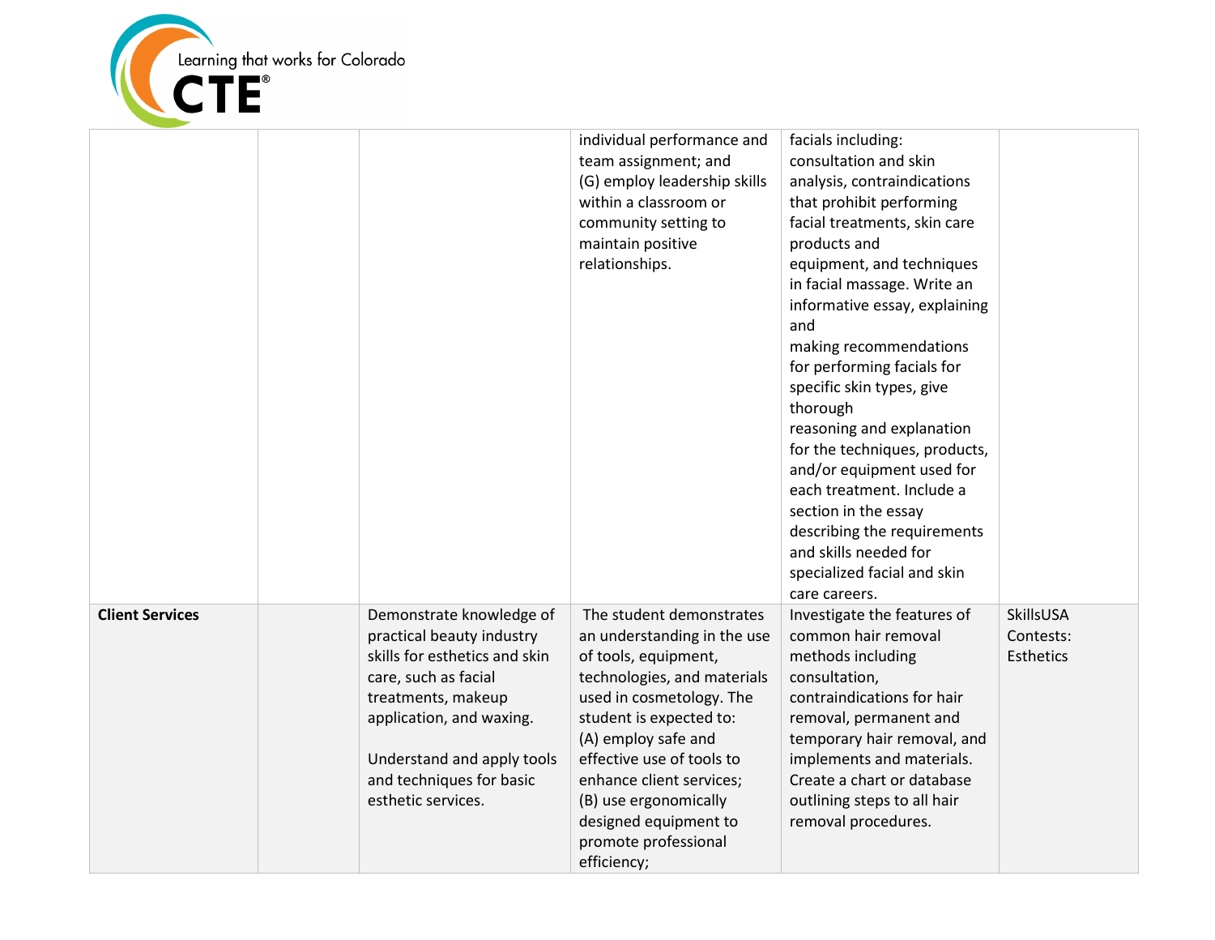| | | | | | |
|---|---|---|---|---|---|
| | | | individual performance and team assignment; and (G) employ leadership skills within a classroom or community setting to maintain positive relationships. | facials including: consultation and skin analysis, contraindications that prohibit performing facial treatments, skin care products and equipment, and techniques in facial massage. Write an informative essay, explaining and making recommendations for performing facials for specific skin types, give thorough reasoning and explanation for the techniques, products, and/or equipment used for each treatment. Include a section in the essay describing the requirements and skills needed for specialized facial and skin care careers. | |
| **Client Services** | | Demonstrate knowledge of practical beauty industry skills for esthetics and skin care, such as facial treatments, makeup application, and waxing.<br><br>Understand and apply tools and techniques for basic esthetic services. | The student demonstrates an understanding in the use of tools, equipment, technologies, and materials used in cosmetology. The student is expected to: (A) employ safe and effective use of tools to enhance client services; (B) use ergonomically designed equipment to promote professional efficiency; | Investigate the features of common hair removal methods including consultation, contraindications for hair removal, permanent and temporary hair removal, and implements and materials. Create a chart or database outlining steps to all hair removal procedures. | SkillsUSA Contests: Esthetics |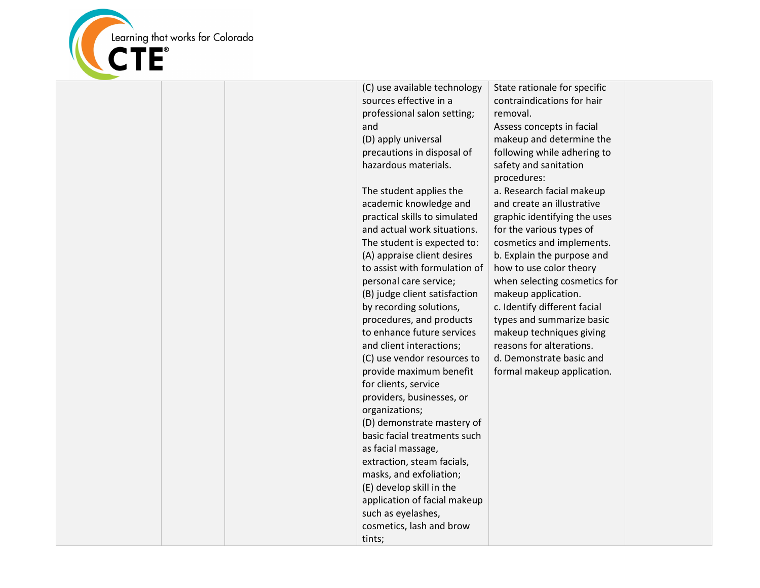| | | | | | |
|---|---|---|---|---|---|
| | | | (C) use available technology sources effective in a professional salon setting; and<br>(D) apply universal precautions in disposal of hazardous materials.<br><br>The student applies the academic knowledge and practical skills to simulated and actual work situations. The student is expected to:<br>(A) appraise client desires to assist with formulation of personal care service;<br>(B) judge client satisfaction by recording solutions, procedures, and products to enhance future services and client interactions;<br>(C) use vendor resources to provide maximum benefit for clients, service providers, businesses, or organizations;<br>(D) demonstrate mastery of basic facial treatments such as facial massage, extraction, steam facials, masks, and exfoliation;<br>(E) develop skill in the application of facial makeup such as eyelashes, cosmetics, lash and brow tints; | State rationale for specific contraindications for hair removal.<br>Assess concepts in facial makeup and determine the following while adhering to safety and sanitation procedures:<br>a. Research facial makeup and create an illustrative graphic identifying the uses for the various types of cosmetics and implements.<br>b. Explain the purpose and how to use color theory when selecting cosmetics for makeup application.<br>c. Identify different facial types and summarize basic makeup techniques giving reasons for alterations.<br>d. Demonstrate basic and formal makeup application. | |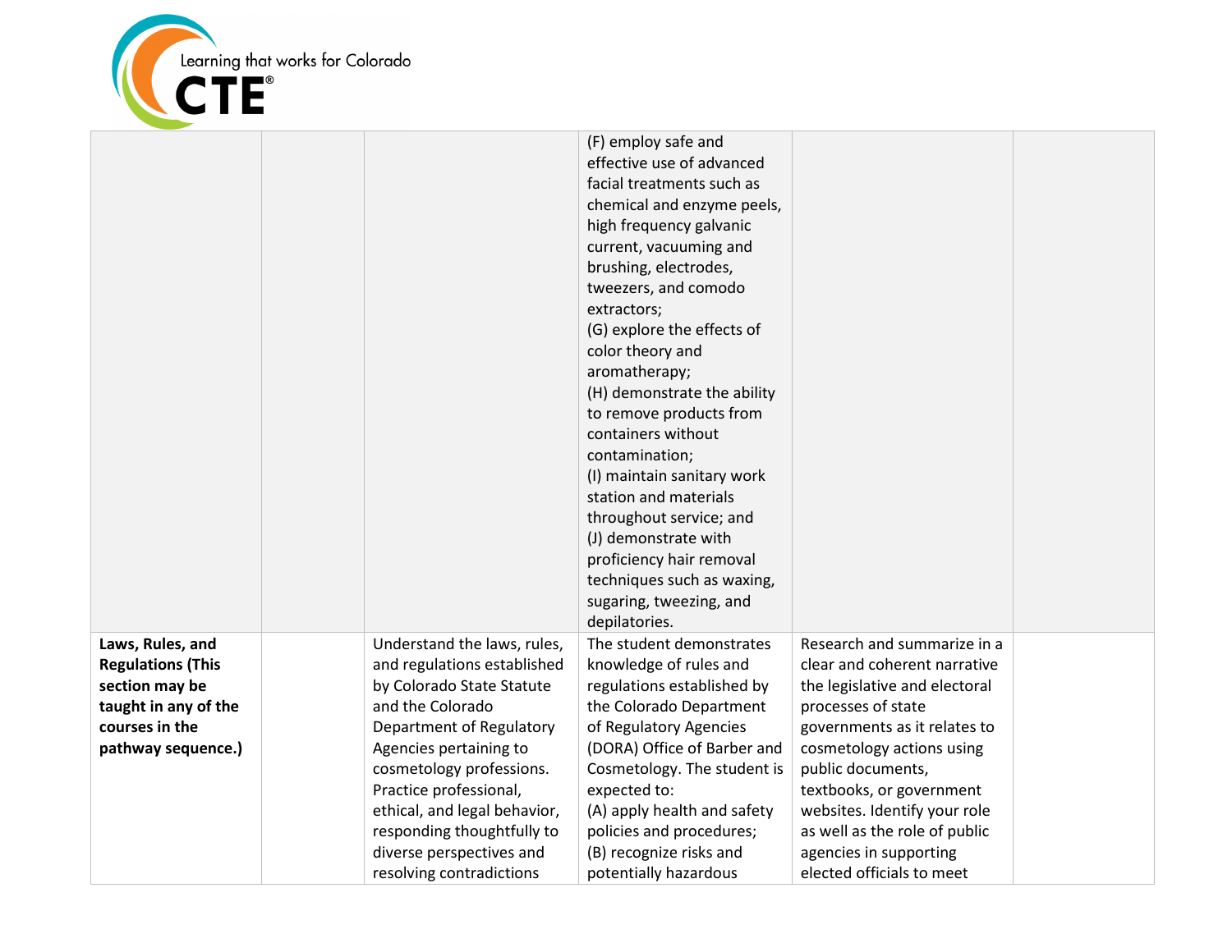| | | | | | |
|---|---|---|---|---|---|
| | | | (F) employ safe and effective use of advanced facial treatments such as chemical and enzyme peels, high frequency galvanic current, vacuuming and brushing, electrodes, tweezers, and comodo extractors;<br>(G) explore the effects of color theory and aromatherapy;<br>(H) demonstrate the ability to remove products from containers without contamination;<br>(I) maintain sanitary work station and materials throughout service; and<br>(J) demonstrate with proficiency hair removal techniques such as waxing, sugaring, tweezing, and depilatories. | | |
| **Laws, Rules, and Regulations (This section may be taught in any of the courses in the pathway sequence.)** | | Understand the laws, rules, and regulations established by Colorado State Statute and the Colorado Department of Regulatory Agencies pertaining to cosmetology professions. Practice professional, ethical, and legal behavior, responding thoughtfully to diverse perspectives and resolving contradictions | The student demonstrates knowledge of rules and regulations established by the Colorado Department of Regulatory Agencies (DORA) Office of Barber and Cosmetology. The student is expected to:<br>(A) apply health and safety policies and procedures;<br>(B) recognize risks and potentially hazardous | Research and summarize in a clear and coherent narrative the legislative and electoral processes of state governments as it relates to cosmetology actions using public documents, textbooks, or government websites. Identify your role as well as the role of public agencies in supporting elected officials to meet | |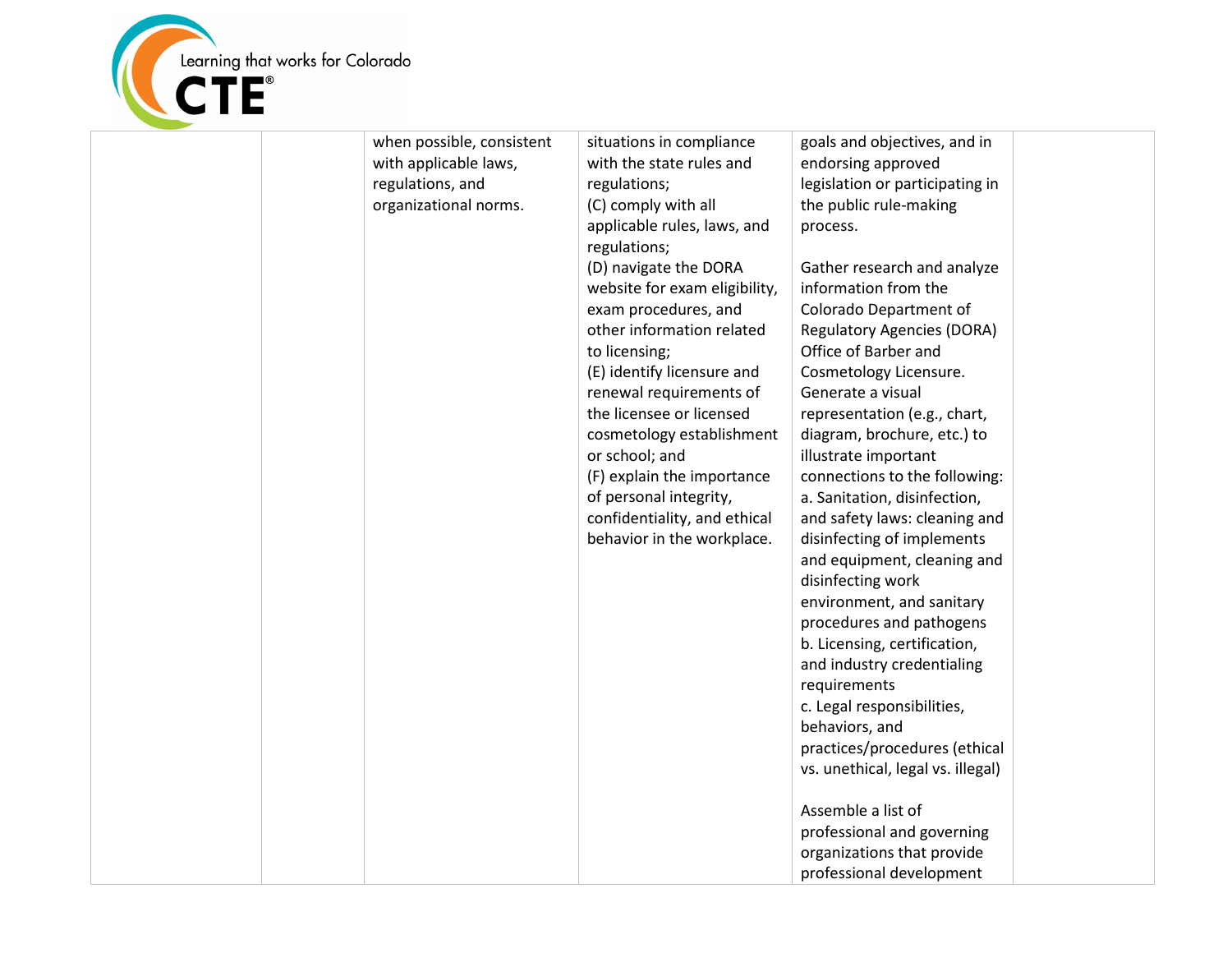| | | | | | |
|---|---|---|---|---|---|
| | | when possible, consistent with applicable laws, regulations, and organizational norms. | situations in compliance with the state rules and regulations;<br>(C) comply with all applicable rules, laws, and regulations;<br>(D) navigate the DORA website for exam eligibility, exam procedures, and other information related to licensing;<br>(E) identify licensure and renewal requirements of the licensee or licensed cosmetology establishment or school; and<br>(F) explain the importance of personal integrity, confidentiality, and ethical behavior in the workplace. | goals and objectives, and in endorsing approved legislation or participating in the public rule-making process.<br><br>Gather research and analyze information from the Colorado Department of Regulatory Agencies (DORA) Office of Barber and Cosmetology Licensure. Generate a visual representation (e.g., chart, diagram, brochure, etc.) to illustrate important connections to the following:<br>a. Sanitation, disinfection, and safety laws: cleaning and disinfecting of implements and equipment, cleaning and disinfecting work environment, and sanitary procedures and pathogens<br>b. Licensing, certification, and industry credentialing requirements<br>c. Legal responsibilities, behaviors, and practices/procedures (ethical vs. unethical, legal vs. illegal)<br><br>Assemble a list of professional and governing organizations that provide professional development | |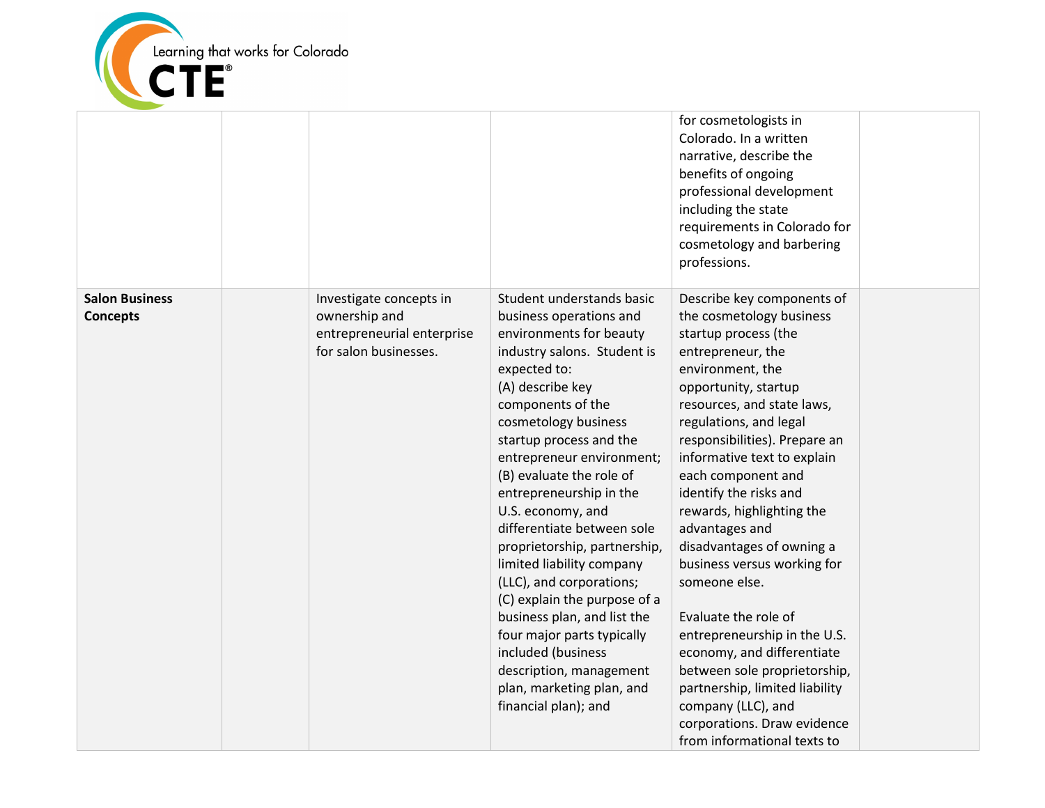| | | | | | |
|---|---|---|---|---|---|
| | | | | for cosmetologists in Colorado. In a written narrative, describe the benefits of ongoing professional development including the state requirements in Colorado for cosmetology and barbering professions. | |
| **Salon Business Concepts** | | Investigate concepts in ownership and entrepreneurial enterprise for salon businesses. | Student understands basic business operations and environments for beauty industry salons. Student is expected to:<br>(A) describe key components of the cosmetology business startup process and the entrepreneur environment;<br>(B) evaluate the role of entrepreneurship in the U.S. economy, and differentiate between sole proprietorship, partnership, limited liability company (LLC), and corporations;<br>(C) explain the purpose of a business plan, and list the four major parts typically included (business description, management plan, marketing plan, and financial plan); and | Describe key components of the cosmetology business startup process (the entrepreneur, the environment, the opportunity, startup resources, and state laws, regulations, and legal responsibilities). Prepare an informative text to explain each component and identify the risks and rewards, highlighting the advantages and disadvantages of owning a business versus working for someone else.<br><br>Evaluate the role of entrepreneurship in the U.S. economy, and differentiate between sole proprietorship, partnership, limited liability company (LLC), and corporations. Draw evidence from informational texts to | |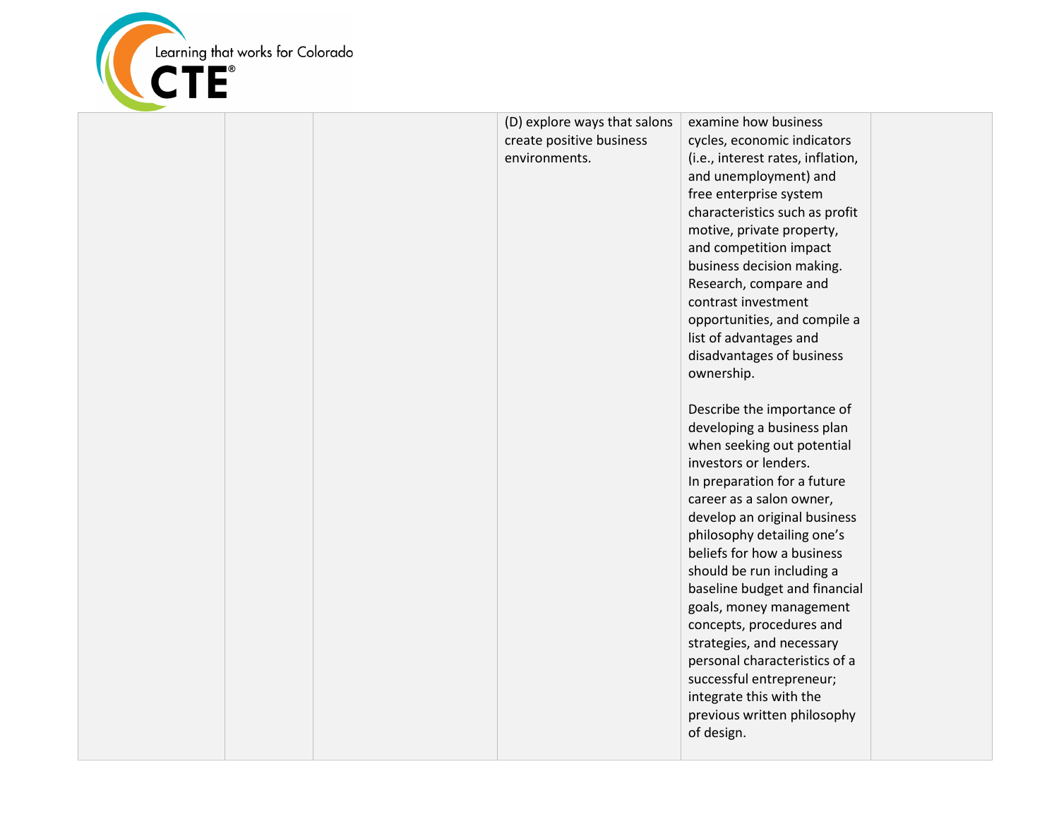| | | | | | |
|---|---|---|---|---|---|
| | | | (D) explore ways that salons create positive business environments. | examine how business cycles, economic indicators (i.e., interest rates, inflation, and unemployment) and free enterprise system characteristics such as profit motive, private property, and competition impact business decision making. Research, compare and contrast investment opportunities, and compile a list of advantages and disadvantages of business ownership.<br><br>Describe the importance of developing a business plan when seeking out potential investors or lenders.<br>In preparation for a future career as a salon owner, develop an original business philosophy detailing one's beliefs for how a business should be run including a baseline budget and financial goals, money management concepts, procedures and strategies, and necessary personal characteristics of a successful entrepreneur; integrate this with the previous written philosophy of design. | |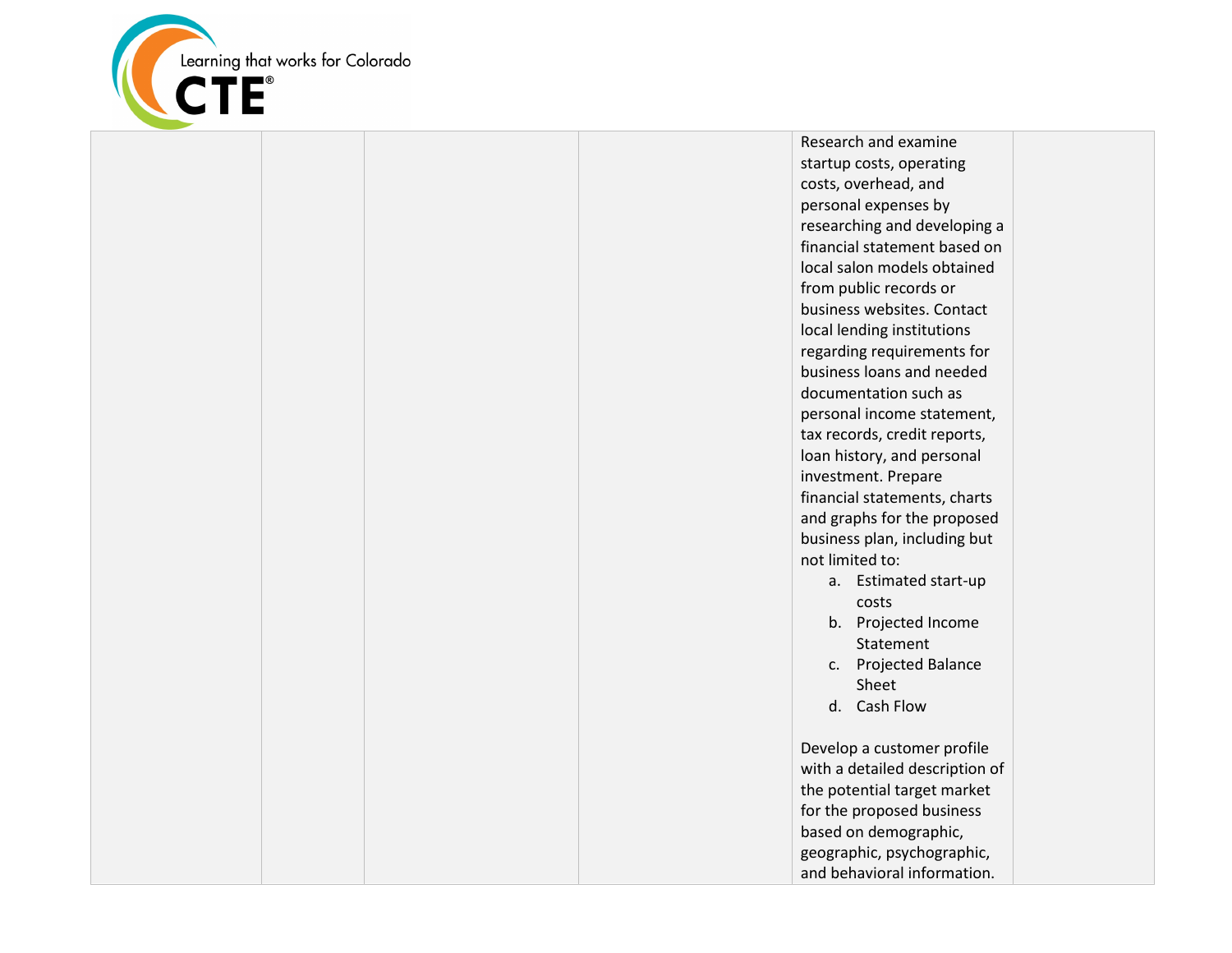| | | | | Research and examine startup costs, operating costs, overhead, and personal expenses by researching and developing a financial statement based on local salon models obtained from public records or business websites. Contact local lending institutions regarding requirements for business loans and needed documentation such as personal income statement, tax records, credit reports, loan history, and personal investment. Prepare financial statements, charts and graphs for the proposed business plan, including but not limited to:<br>a. Estimated start-up costs<br>b. Projected Income Statement<br>c. Projected Balance Sheet<br>d. Cash Flow<br><br>Develop a customer profile with a detailed description of the potential target market for the proposed business based on demographic, geographic, psychographic, and behavioral information. | |
|---|---|---|---|---|---|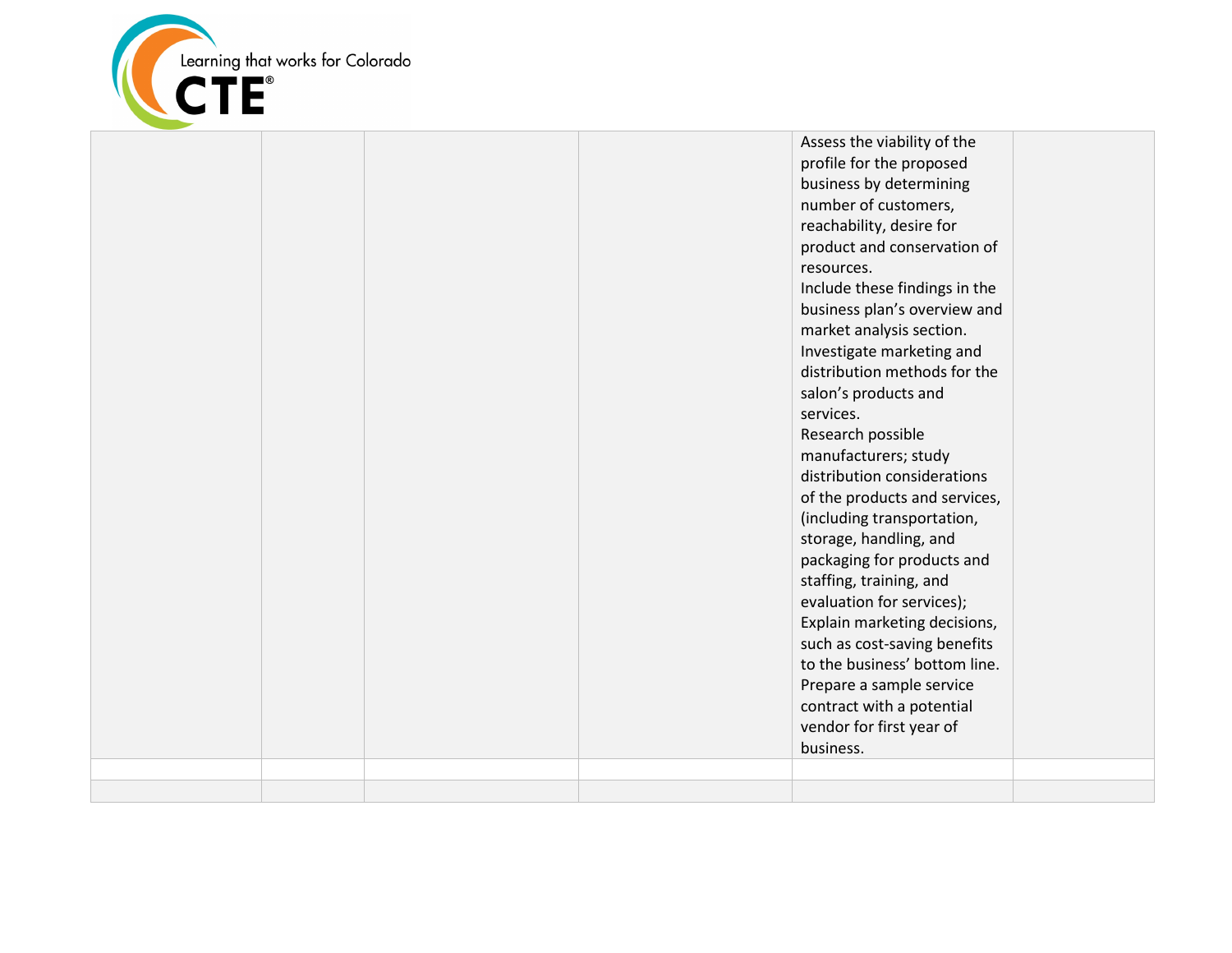| | | | | | |
|---|---|---|---|---|---|
| | | | | Assess the viability of the profile for the proposed business by determining number of customers, reachability, desire for product and conservation of resources.<br>Include these findings in the business plan's overview and market analysis section.<br>Investigate marketing and distribution methods for the salon's products and services.<br>Research possible manufacturers; study distribution considerations of the products and services, (including transportation, storage, handling, and packaging for products and staffing, training, and evaluation for services);<br>Explain marketing decisions, such as cost-saving benefits to the business' bottom line.<br>Prepare a sample service contract with a potential vendor for first year of business. | |
| | | | | | |
| | | | | | |